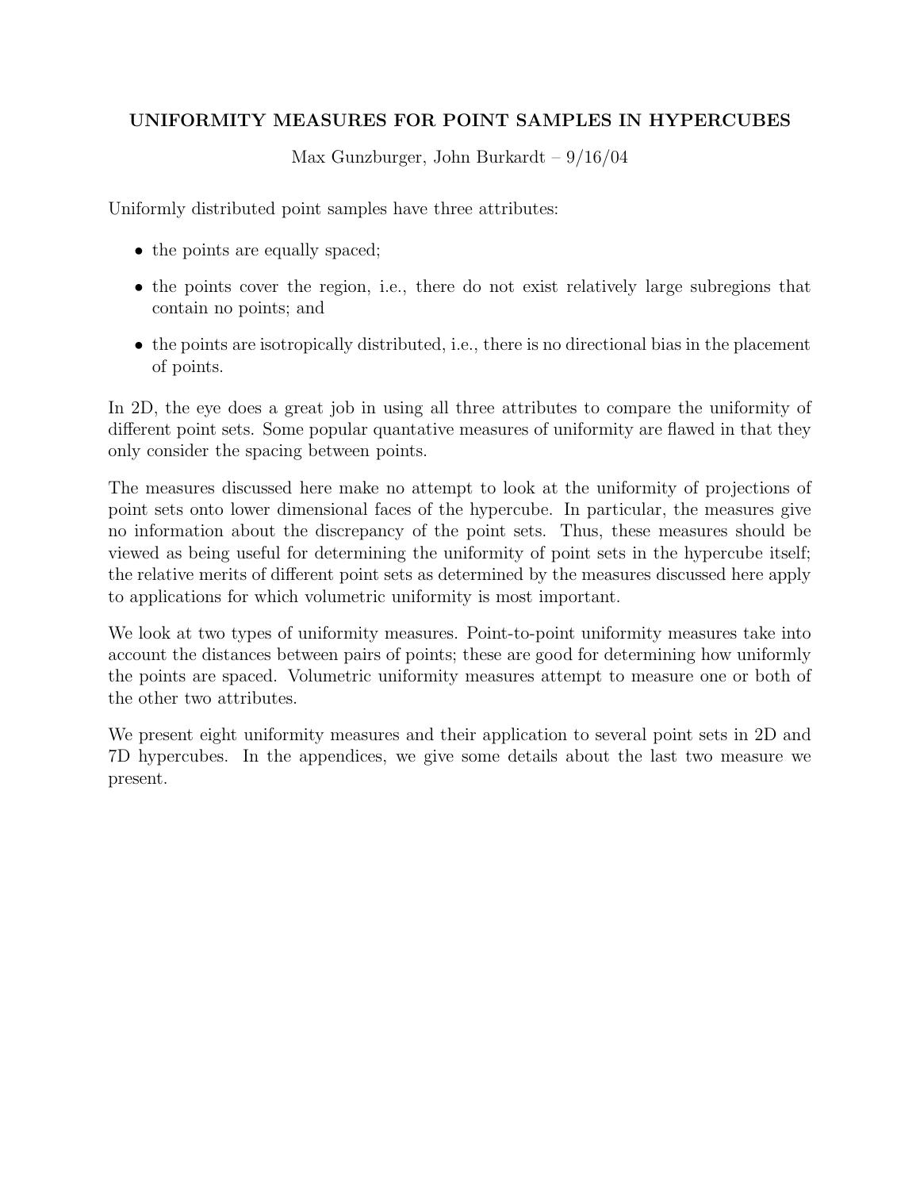# UNIFORMITY MEASURES FOR POINT SAMPLES IN HYPERCUBES

Max Gunzburger, John Burkardt – 9/16/04

Uniformly distributed point samples have three attributes:

- the points are equally spaced;
- the points cover the region, i.e., there do not exist relatively large subregions that contain no points; and
- the points are isotropically distributed, i.e., there is no directional bias in the placement of points.

In 2D, the eye does a great job in using all three attributes to compare the uniformity of different point sets. Some popular quantative measures of uniformity are flawed in that they only consider the spacing between points.

The measures discussed here make no attempt to look at the uniformity of projections of point sets onto lower dimensional faces of the hypercube. In particular, the measures give no information about the discrepancy of the point sets. Thus, these measures should be viewed as being useful for determining the uniformity of point sets in the hypercube itself; the relative merits of different point sets as determined by the measures discussed here apply to applications for which volumetric uniformity is most important.

We look at two types of uniformity measures. Point-to-point uniformity measures take into account the distances between pairs of points; these are good for determining how uniformly the points are spaced. Volumetric uniformity measures attempt to measure one or both of the other two attributes.

We present eight uniformity measures and their application to several point sets in 2D and 7D hypercubes. In the appendices, we give some details about the last two measure we present.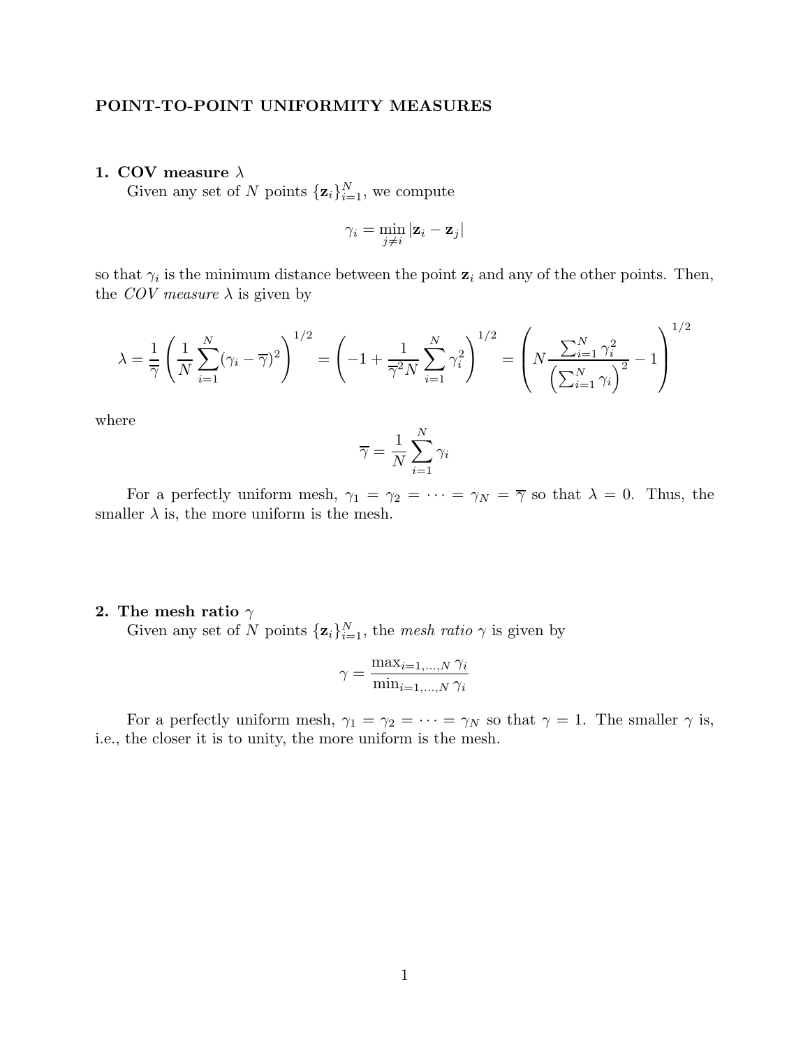## POINT-TO-POINT UNIFORMITY MEASURES

### 1. COV measure $\lambda$

Given any set of $N$ points $\{\mathbf{z}_i\}_{i=1}^N$, we compute

$$\gamma_i = \min_{j \neq i} |\mathbf{z}_i - \mathbf{z}_j|$$

so that $\gamma_i$ is the minimum distance between the point $\mathbf{z}_i$ and any of the other points. Then, the *COV measure* $\lambda$ is given by

$$\lambda = \frac{1}{\overline{\gamma}} \left( \frac{1}{N} \sum_{i=1}^{N} (\gamma_i - \overline{\gamma})^2 \right)^{1/2} = \left( -1 + \frac{1}{\overline{\gamma}^2 N} \sum_{i=1}^{N} \gamma_i^2 \right)^{1/2} = \left( N \frac{\sum_{i=1}^{N} \gamma_i^2}{\left( \sum_{i=1}^{N} \gamma_i \right)^2} - 1 \right)^{1/2}$$

where

$$\overline{\gamma} = \frac{1}{N} \sum_{i=1}^{N} \gamma_i$$

For a perfectly uniform mesh, $\gamma_1 = \gamma_2 = \cdots = \gamma_N = \overline{\gamma}$ so that $\lambda = 0$. Thus, the smaller $\lambda$ is, the more uniform is the mesh.

### 2. The mesh ratio $\gamma$

Given any set of $N$ points $\{\mathbf{z}_i\}_{i=1}^N$, the *mesh ratio* $\gamma$ is given by

$$\gamma = \frac{\max_{i=1,\ldots,N} \gamma_i}{\min_{i=1,\ldots,N} \gamma_i}$$

For a perfectly uniform mesh, $\gamma_1 = \gamma_2 = \cdots = \gamma_N$ so that $\gamma = 1$. The smaller $\gamma$ is, i.e., the closer it is to unity, the more uniform is the mesh.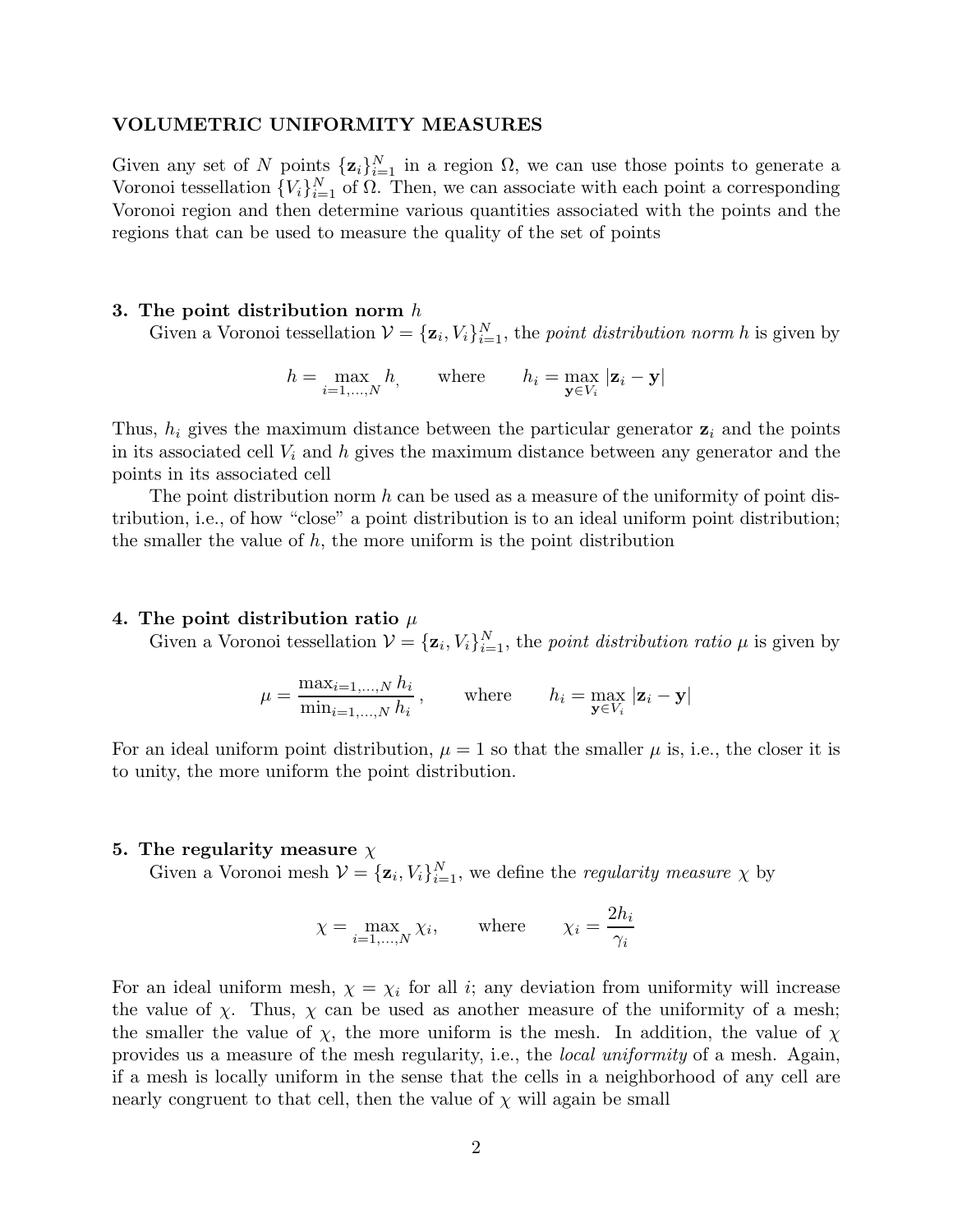### VOLUMETRIC UNIFORMITY MEASURES

Given any set of $N$ points $\{\mathbf{z}_i\}_{i=1}^N$ in a region $\Omega$, we can use those points to generate a Voronoi tessellation $\{V_i\}_{i=1}^N$ of $\Omega$. Then, we can associate with each point a corresponding Voronoi region and then determine various quantities associated with the points and the regions that can be used to measure the quality of the set of points

**3. The point distribution norm $h$**

Given a Voronoi tessellation $\mathcal{V} = \{\mathbf{z}_i, V_i\}_{i=1}^N$, the *point distribution norm* $h$ is given by

$$h = \max_{i=1,\ldots,N} h, \qquad \text{where} \qquad h_i = \max_{\mathbf{y} \in V_i} |\mathbf{z}_i - \mathbf{y}|$$

Thus, $h_i$ gives the maximum distance between the particular generator $\mathbf{z}_i$ and the points in its associated cell $V_i$ and $h$ gives the maximum distance between any generator and the points in its associated cell

The point distribution norm $h$ can be used as a measure of the uniformity of point distribution, i.e., of how "close" a point distribution is to an ideal uniform point distribution; the smaller the value of $h$, the more uniform is the point distribution

**4. The point distribution ratio $\mu$**

Given a Voronoi tessellation $\mathcal{V} = \{\mathbf{z}_i, V_i\}_{i=1}^N$, the *point distribution ratio* $\mu$ is given by

$$\mu = \frac{\max_{i=1,\ldots,N} h_i}{\min_{i=1,\ldots,N} h_i}, \qquad \text{where} \qquad h_i = \max_{\mathbf{y} \in V_i} |\mathbf{z}_i - \mathbf{y}|$$

For an ideal uniform point distribution, $\mu = 1$ so that the smaller $\mu$ is, i.e., the closer it is to unity, the more uniform the point distribution.

**5. The regularity measure $\chi$**

Given a Voronoi mesh $\mathcal{V} = \{\mathbf{z}_i, V_i\}_{i=1}^N$, we define the *regularity measure* $\chi$ by

$$\chi = \max_{i=1,\ldots,N} \chi_i, \qquad \text{where} \qquad \chi_i = \frac{2h_i}{\gamma_i}$$

For an ideal uniform mesh, $\chi = \chi_i$ for all $i$; any deviation from uniformity will increase the value of $\chi$. Thus, $\chi$ can be used as another measure of the uniformity of a mesh; the smaller the value of $\chi$, the more uniform is the mesh. In addition, the value of $\chi$ provides us a measure of the mesh regularity, i.e., the *local uniformity* of a mesh. Again, if a mesh is locally uniform in the sense that the cells in a neighborhood of any cell are nearly congruent to that cell, then the value of $\chi$ will again be small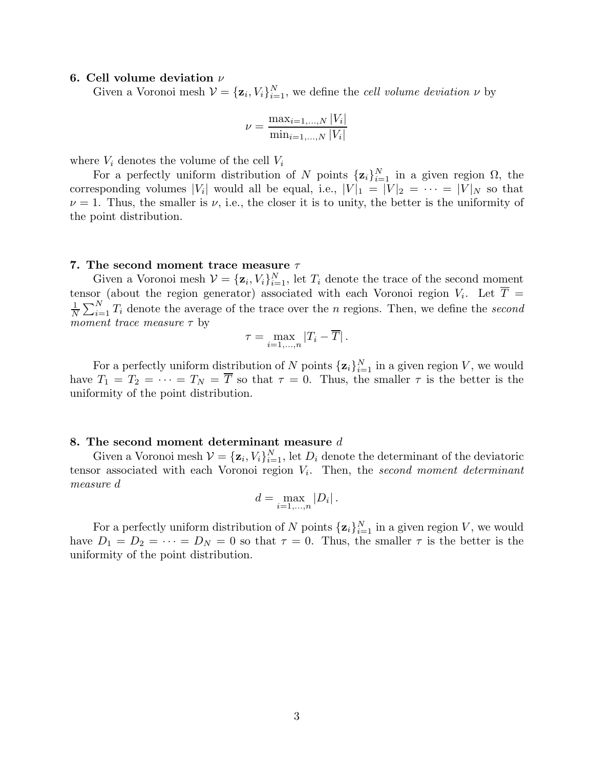### 6. Cell volume deviation $\nu$

Given a Voronoi mesh $\mathcal{V} = \{\mathbf{z}_i, V_i\}_{i=1}^N$, we define the *cell volume deviation* $\nu$ by

$$\nu = \frac{\max_{i=1,\dots,N} |V_i|}{\min_{i=1,\dots,N} |V_i|}$$

where $V_i$ denotes the volume of the cell $V_i$

For a perfectly uniform distribution of $N$ points $\{\mathbf{z}_i\}_{i=1}^N$ in a given region $\Omega$, the corresponding volumes $|V_i|$ would all be equal, i.e., $|V|_1 = |V|_2 = \cdots = |V|_N$ so that $\nu = 1$. Thus, the smaller is $\nu$, i.e., the closer it is to unity, the better is the uniformity of the point distribution.

### 7. The second moment trace measure $\tau$

Given a Voronoi mesh $\mathcal{V} = \{\mathbf{z}_i, V_i\}_{i=1}^N$, let $T_i$ denote the trace of the second moment tensor (about the region generator) associated with each Voronoi region $V_i$. Let $\overline{T} = \frac{1}{N}\sum_{i=1}^N T_i$ denote the average of the trace over the $n$ regions. Then, we define the *second moment trace measure* $\tau$ by

$$\tau = \max_{i=1,\dots,n} |T_i - \overline{T}|\,.$$

For a perfectly uniform distribution of $N$ points $\{\mathbf{z}_i\}_{i=1}^N$ in a given region $V$, we would have $T_1 = T_2 = \cdots = T_N = \overline{T}$ so that $\tau = 0$. Thus, the smaller $\tau$ is the better is the uniformity of the point distribution.

### 8. The second moment determinant measure $d$

Given a Voronoi mesh $\mathcal{V} = \{\mathbf{z}_i, V_i\}_{i=1}^N$, let $D_i$ denote the determinant of the deviatoric tensor associated with each Voronoi region $V_i$. Then, the *second moment determinant measure* $d$

$$d = \max_{i=1,\dots,n} |D_i|\,.$$

For a perfectly uniform distribution of $N$ points $\{\mathbf{z}_i\}_{i=1}^N$ in a given region $V$, we would have $D_1 = D_2 = \cdots = D_N = 0$ so that $\tau = 0$. Thus, the smaller $\tau$ is the better is the uniformity of the point distribution.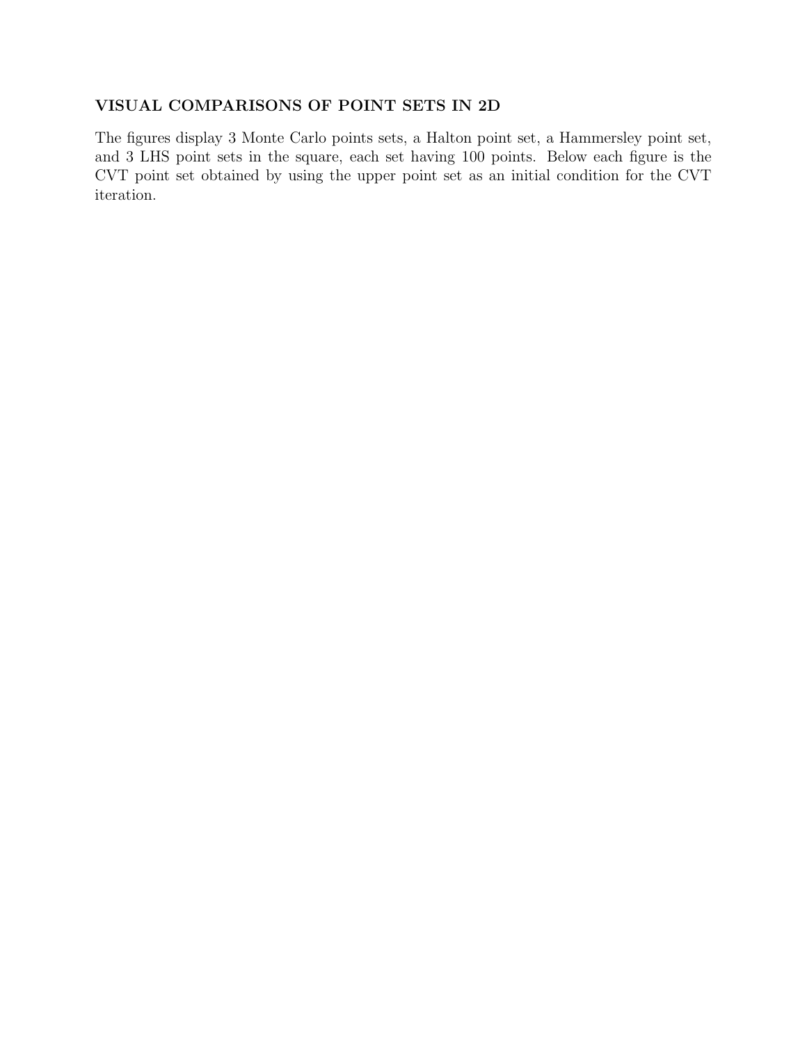## VISUAL COMPARISONS OF POINT SETS IN 2D

The figures display 3 Monte Carlo points sets, a Halton point set, a Hammersley point set, and 3 LHS point sets in the square, each set having 100 points. Below each figure is the CVT point set obtained by using the upper point set as an initial condition for the CVT iteration.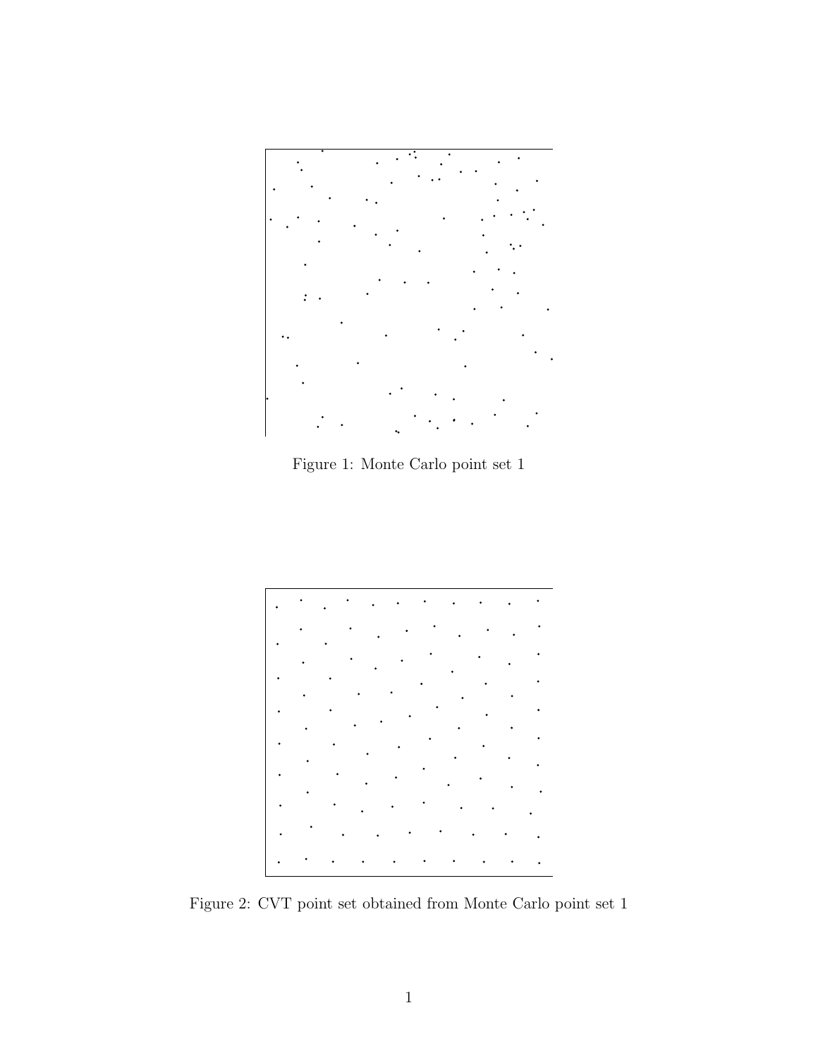Figure 1: Monte Carlo point set 1

Figure 2: CVT point set obtained from Monte Carlo point set 1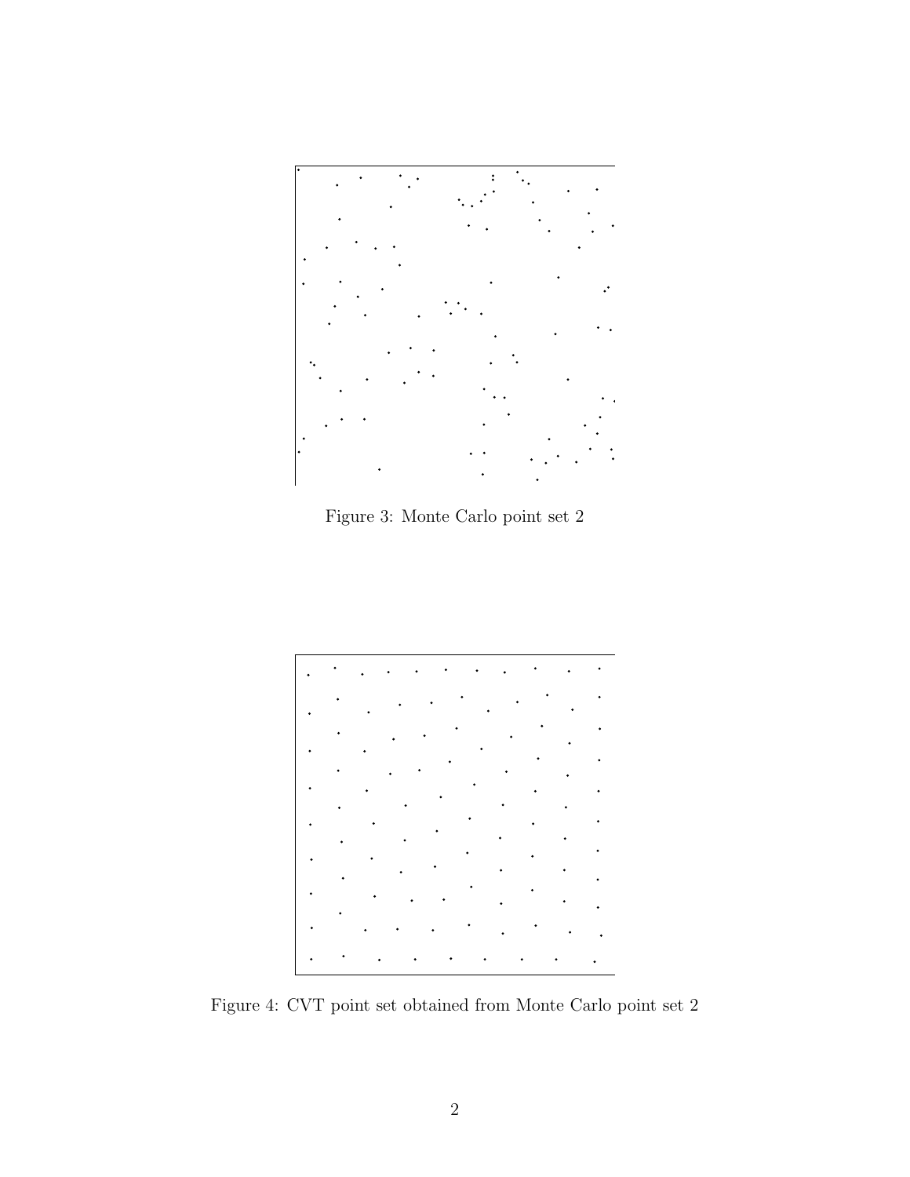Figure 3: Monte Carlo point set 2

Figure 4: CVT point set obtained from Monte Carlo point set 2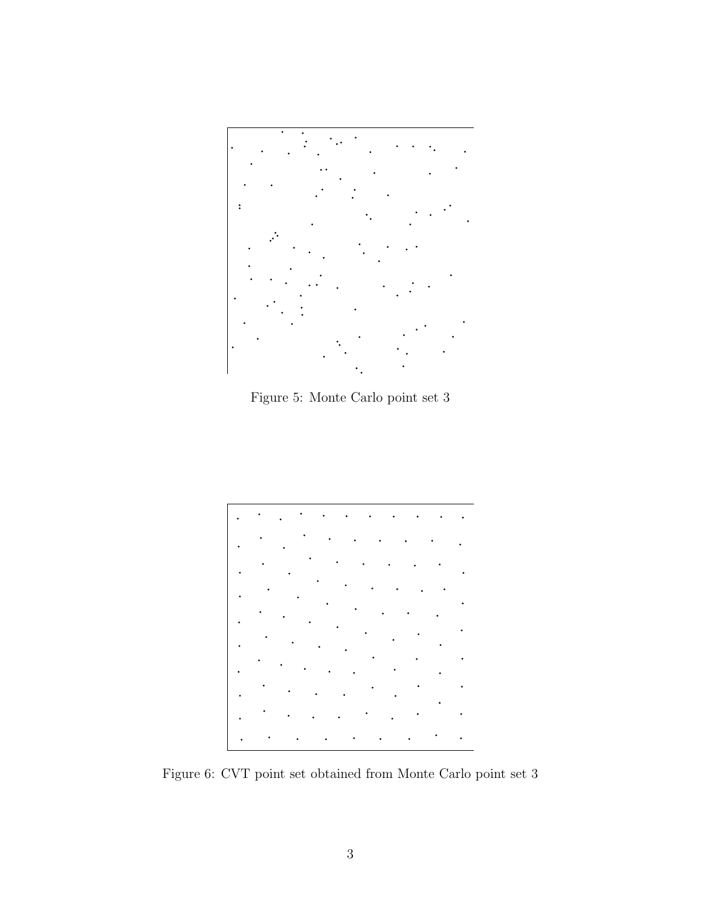Figure 5: Monte Carlo point set 3

Figure 6: CVT point set obtained from Monte Carlo point set 3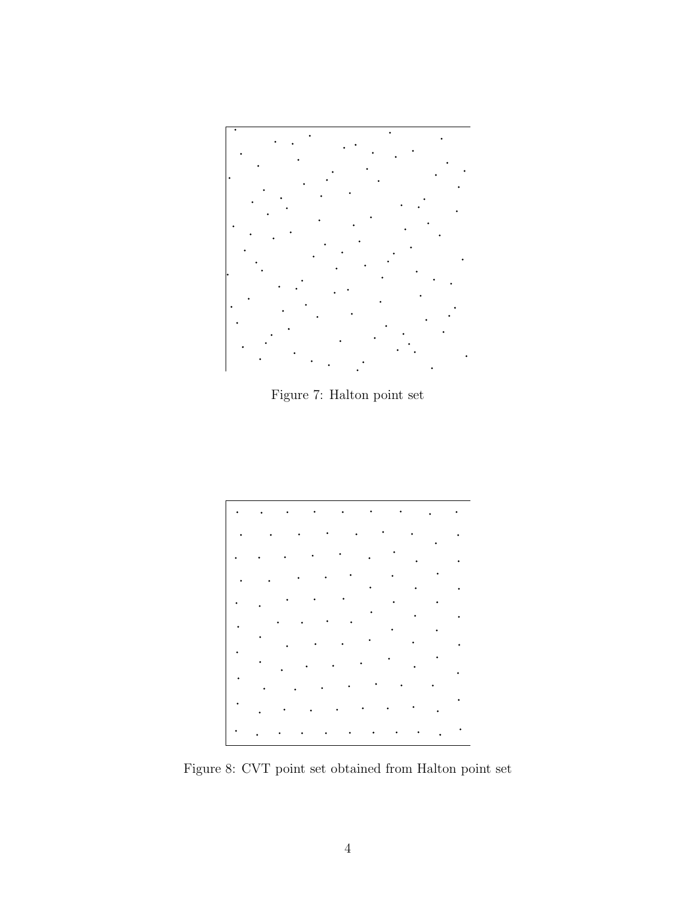Figure 7: Halton point set

Figure 8: CVT point set obtained from Halton point set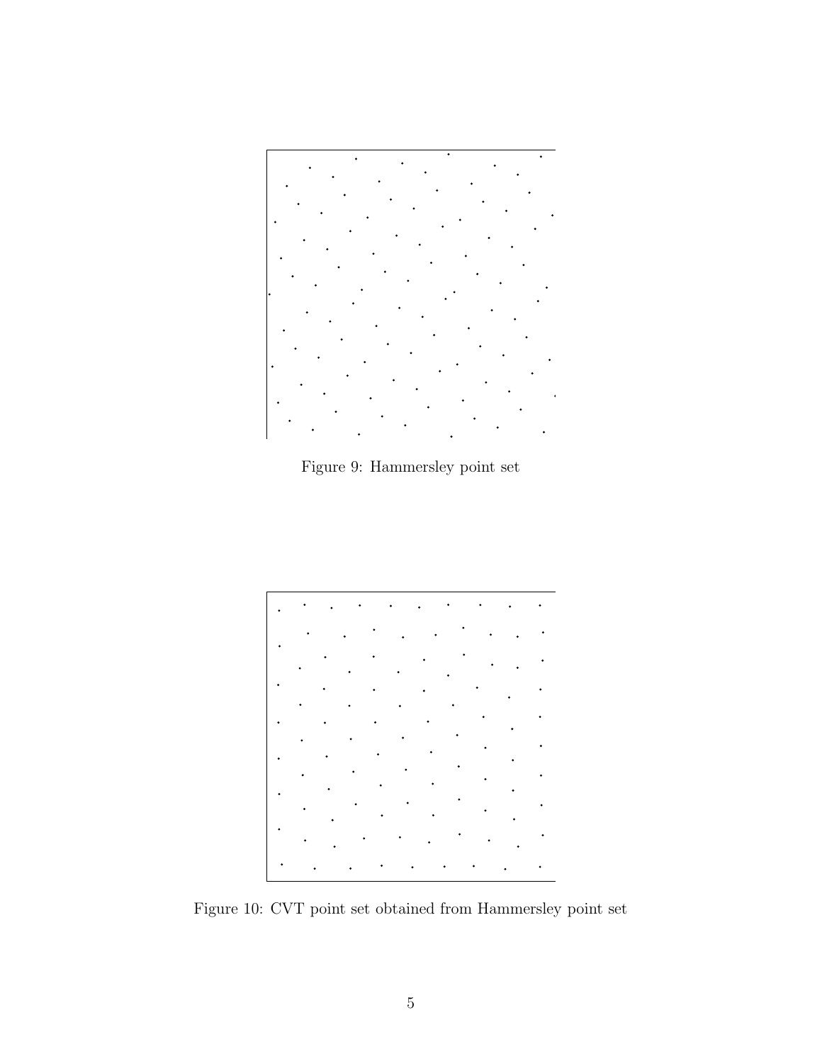Figure 9: Hammersley point set

Figure 10: CVT point set obtained from Hammersley point set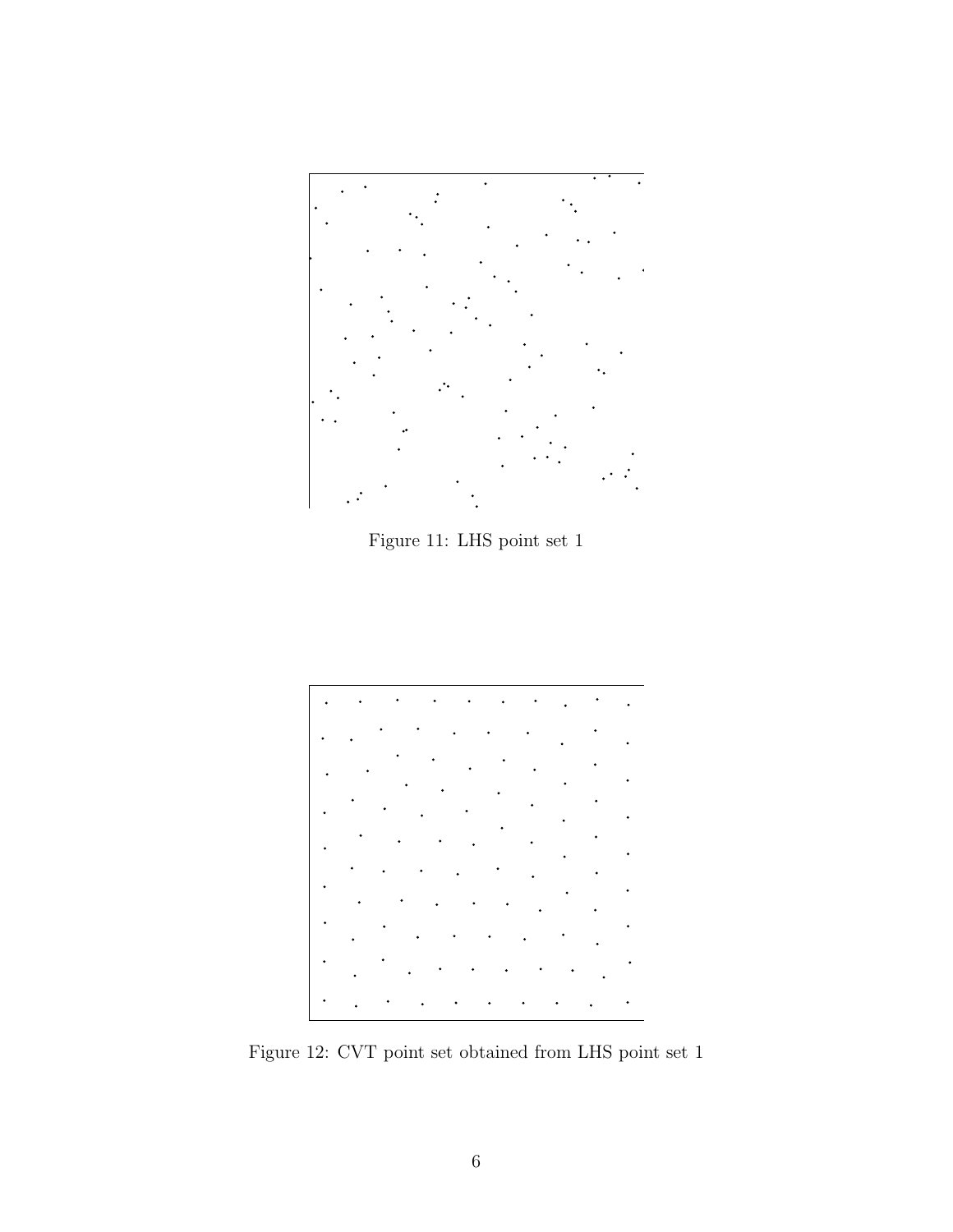Figure 11: LHS point set 1

Figure 12: CVT point set obtained from LHS point set 1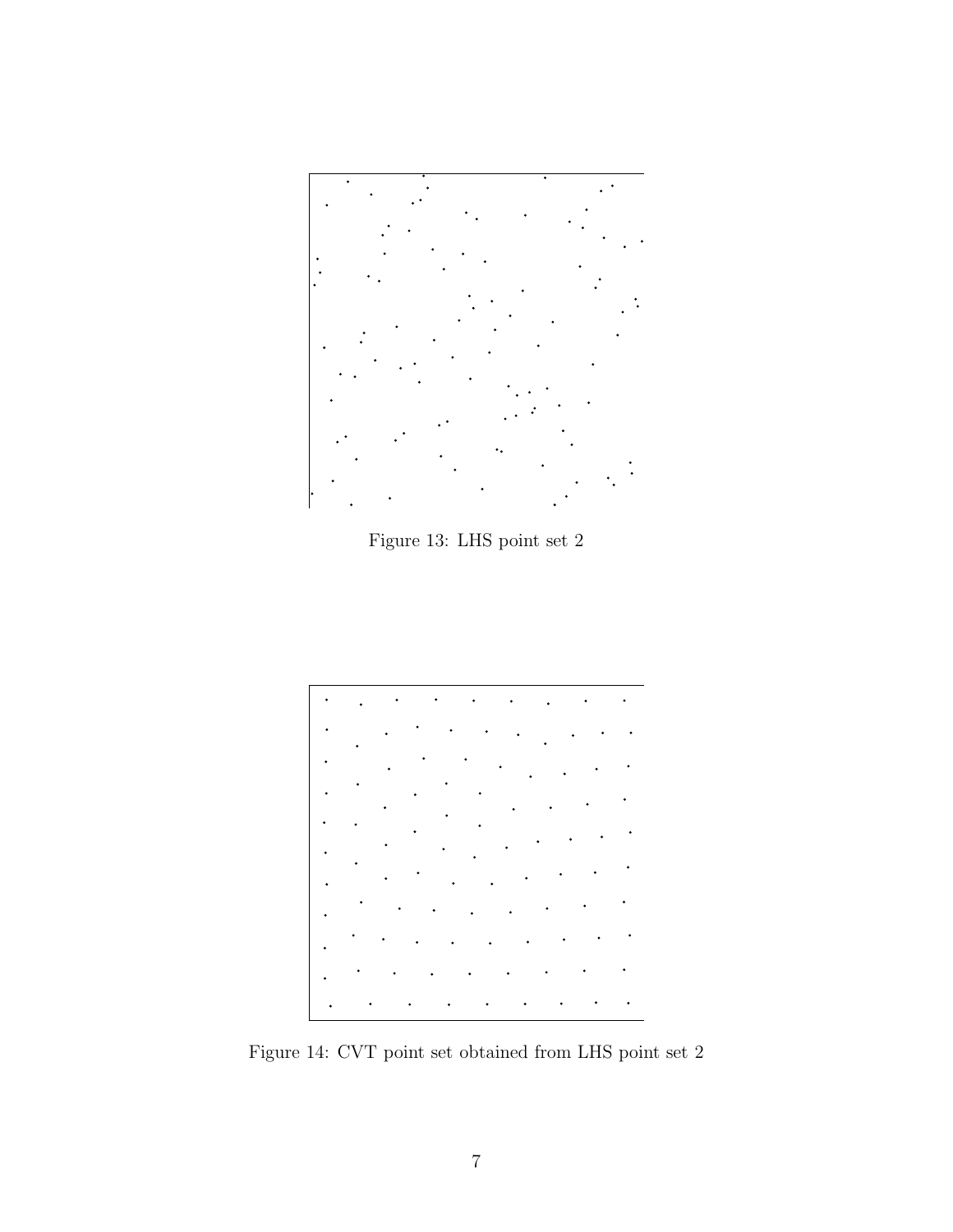Figure 13: LHS point set 2

Figure 14: CVT point set obtained from LHS point set 2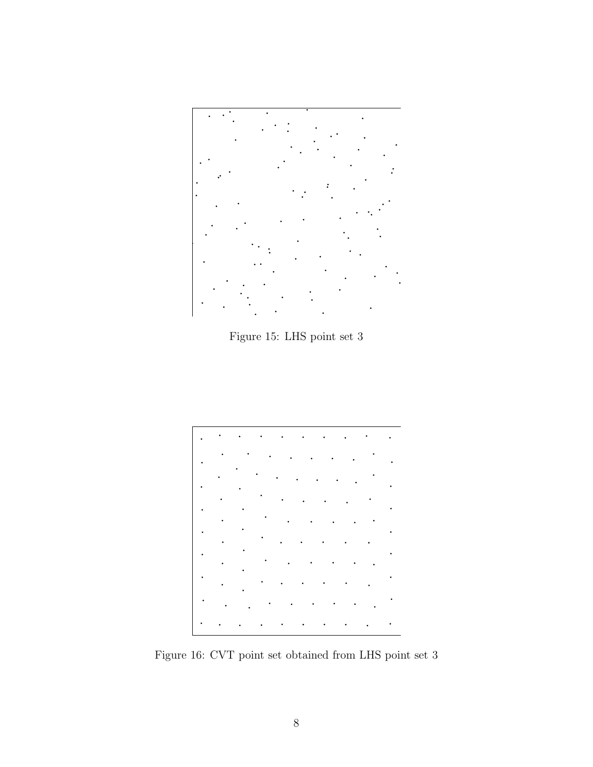Figure 15: LHS point set 3

Figure 16: CVT point set obtained from LHS point set 3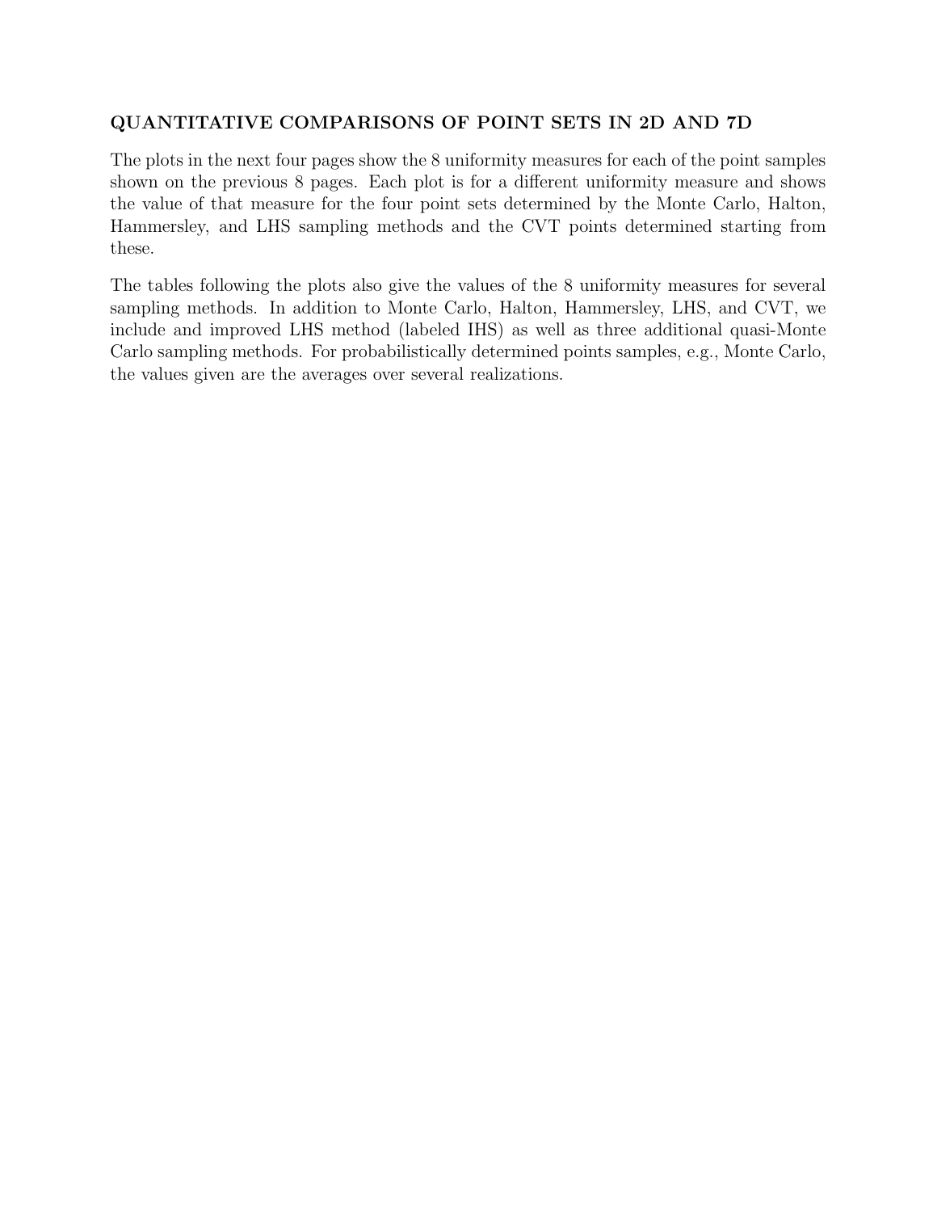## QUANTITATIVE COMPARISONS OF POINT SETS IN 2D AND 7D

The plots in the next four pages show the 8 uniformity measures for each of the point samples shown on the previous 8 pages. Each plot is for a different uniformity measure and shows the value of that measure for the four point sets determined by the Monte Carlo, Halton, Hammersley, and LHS sampling methods and the CVT points determined starting from these.

The tables following the plots also give the values of the 8 uniformity measures for several sampling methods. In addition to Monte Carlo, Halton, Hammersley, LHS, and CVT, we include and improved LHS method (labeled IHS) as well as three additional quasi-Monte Carlo sampling methods. For probabilistically determined points samples, e.g., Monte Carlo, the values given are the averages over several realizations.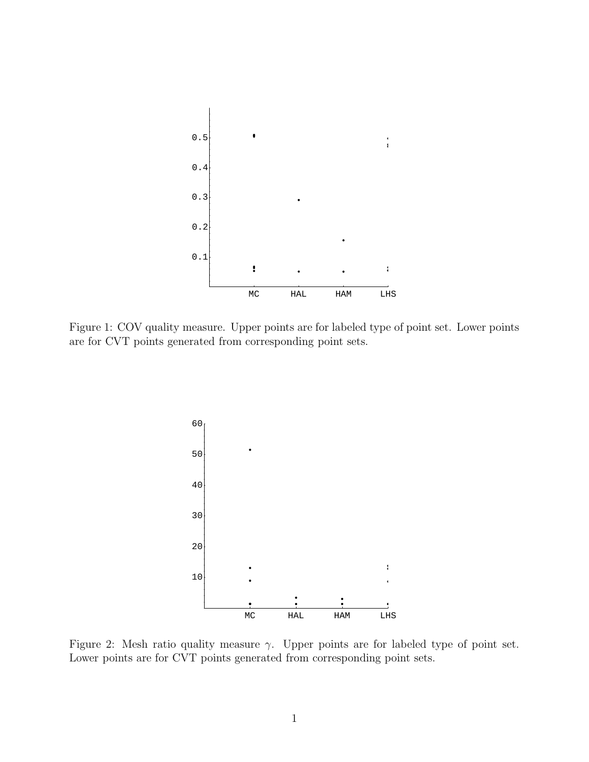Figure 1: COV quality measure. Upper points are for labeled type of point set. Lower points are for CVT points generated from corresponding point sets.

Figure 2: Mesh ratio quality measure $\gamma$. Upper points are for labeled type of point set. Lower points are for CVT points generated from corresponding point sets.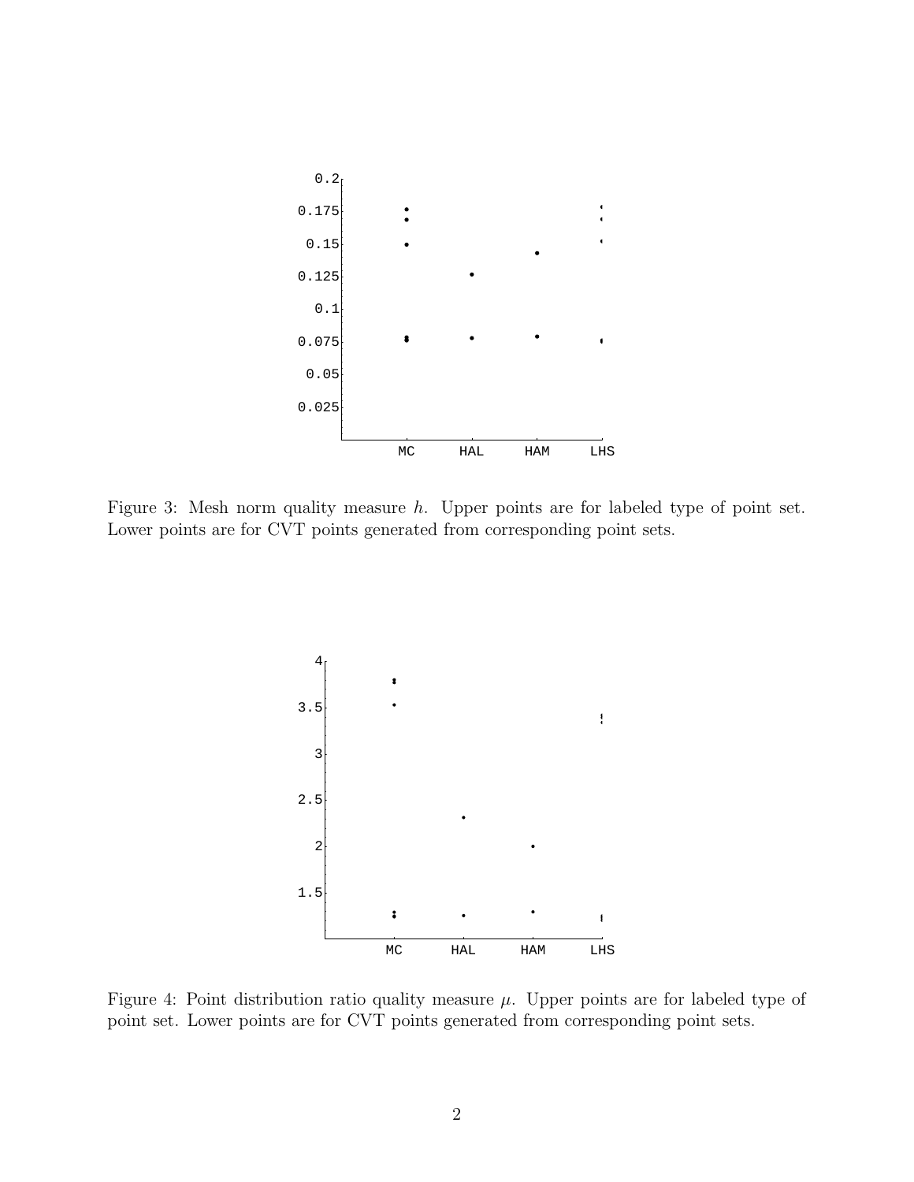Figure 3: Mesh norm quality measure $h$. Upper points are for labeled type of point set. Lower points are for CVT points generated from corresponding point sets.

Figure 4: Point distribution ratio quality measure $\mu$. Upper points are for labeled type of point set. Lower points are for CVT points generated from corresponding point sets.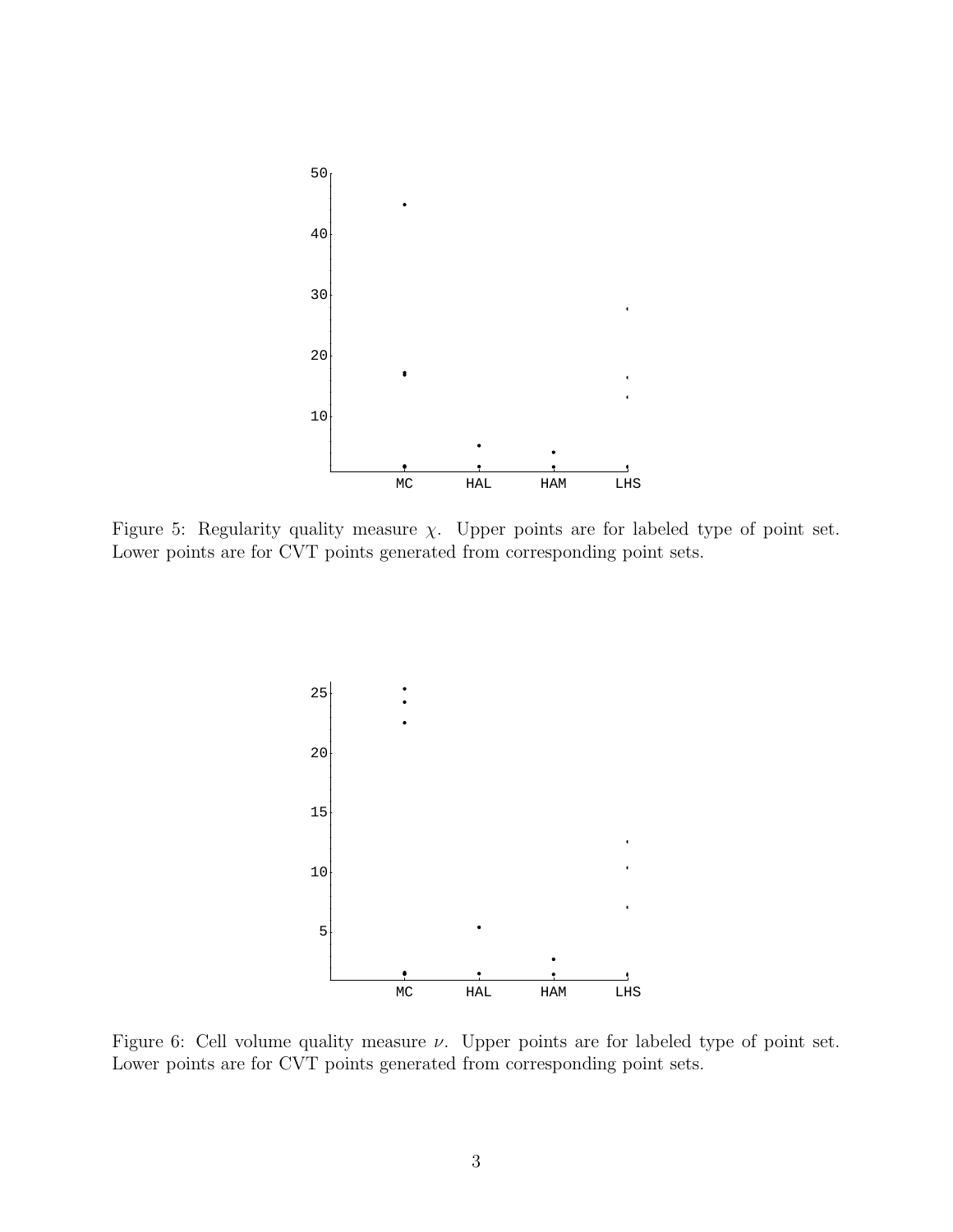Figure 5: Regularity quality measure $\chi$. Upper points are for labeled type of point set. Lower points are for CVT points generated from corresponding point sets.

Figure 6: Cell volume quality measure $\nu$. Upper points are for labeled type of point set. Lower points are for CVT points generated from corresponding point sets.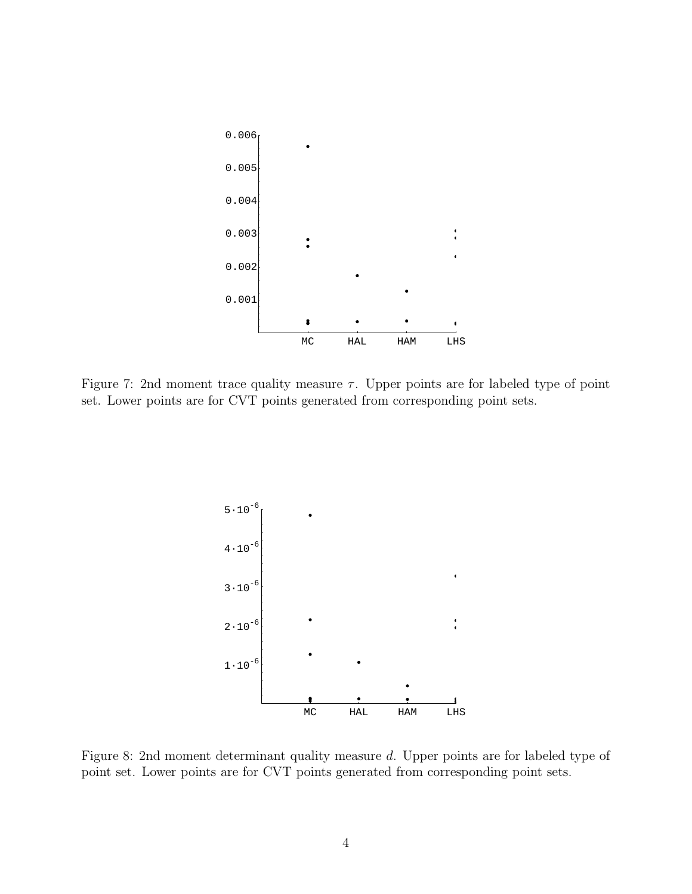Figure 7: 2nd moment trace quality measure $\tau$. Upper points are for labeled type of point set. Lower points are for CVT points generated from corresponding point sets.

Figure 8: 2nd moment determinant quality measure $d$. Upper points are for labeled type of point set. Lower points are for CVT points generated from corresponding point sets.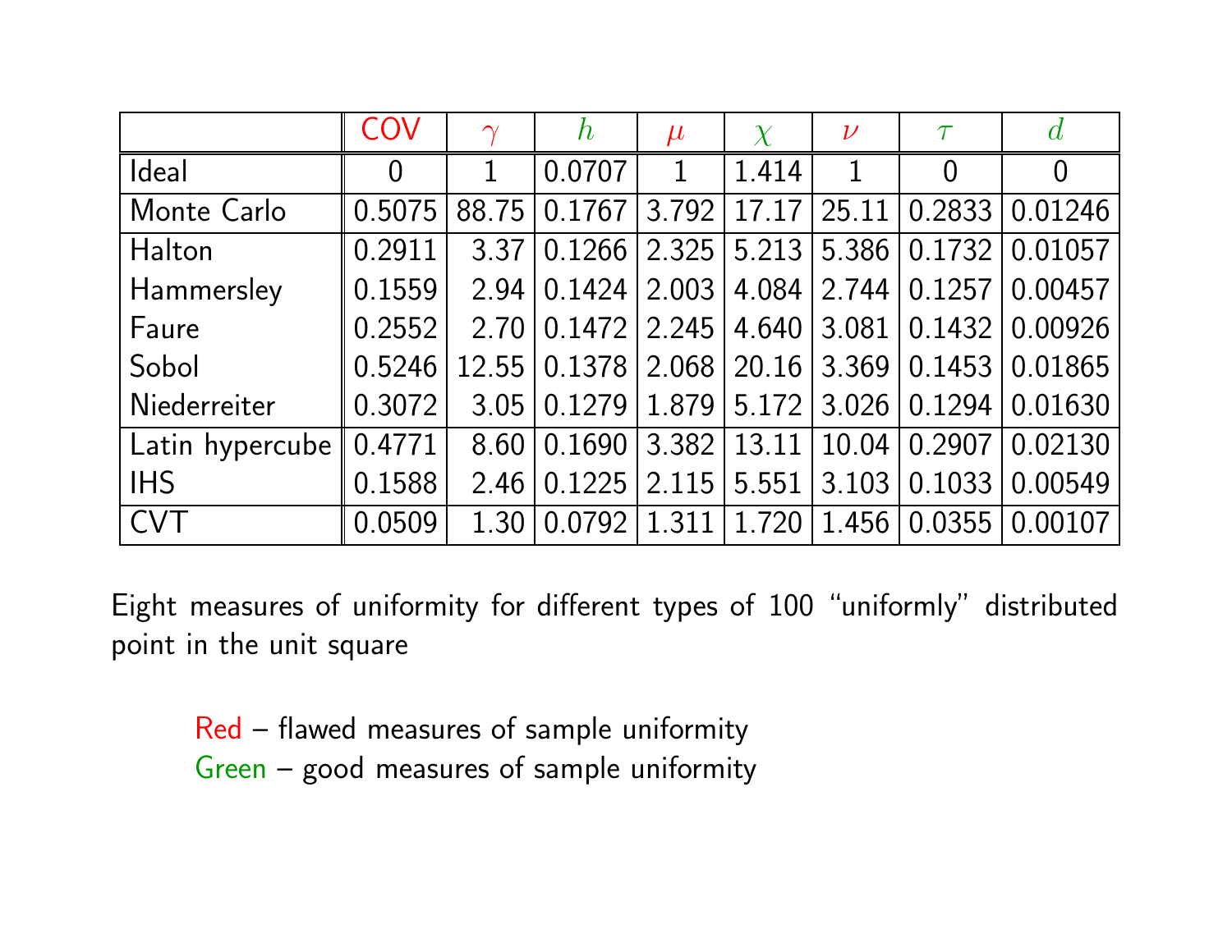| | COV | $\gamma$ | $h$ | $\mu$ | $\chi$ | $\nu$ | $\tau$ | $d$ |
|---|---|---|---|---|---|---|---|---|
| Ideal | 0 | 1 | 0.0707 | 1 | 1.414 | 1 | 0 | 0 |
| Monte Carlo | 0.5075 | 88.75 | 0.1767 | 3.792 | 17.17 | 25.11 | 0.2833 | 0.01246 |
| Halton | 0.2911 | 3.37 | 0.1266 | 2.325 | 5.213 | 5.386 | 0.1732 | 0.01057 |
| Hammersley | 0.1559 | 2.94 | 0.1424 | 2.003 | 4.084 | 2.744 | 0.1257 | 0.00457 |
| Faure | 0.2552 | 2.70 | 0.1472 | 2.245 | 4.640 | 3.081 | 0.1432 | 0.00926 |
| Sobol | 0.5246 | 12.55 | 0.1378 | 2.068 | 20.16 | 3.369 | 0.1453 | 0.01865 |
| Niederreiter | 0.3072 | 3.05 | 0.1279 | 1.879 | 5.172 | 3.026 | 0.1294 | 0.01630 |
| Latin hypercube | 0.4771 | 8.60 | 0.1690 | 3.382 | 13.11 | 10.04 | 0.2907 | 0.02130 |
| IHS | 0.1588 | 2.46 | 0.1225 | 2.115 | 5.551 | 3.103 | 0.1033 | 0.00549 |
| CVT | 0.0509 | 1.30 | 0.0792 | 1.311 | 1.720 | 1.456 | 0.0355 | 0.00107 |

Eight measures of uniformity for different types of 100 "uniformly" distributed point in the unit square

Red – flawed measures of sample uniformity
Green – good measures of sample uniformity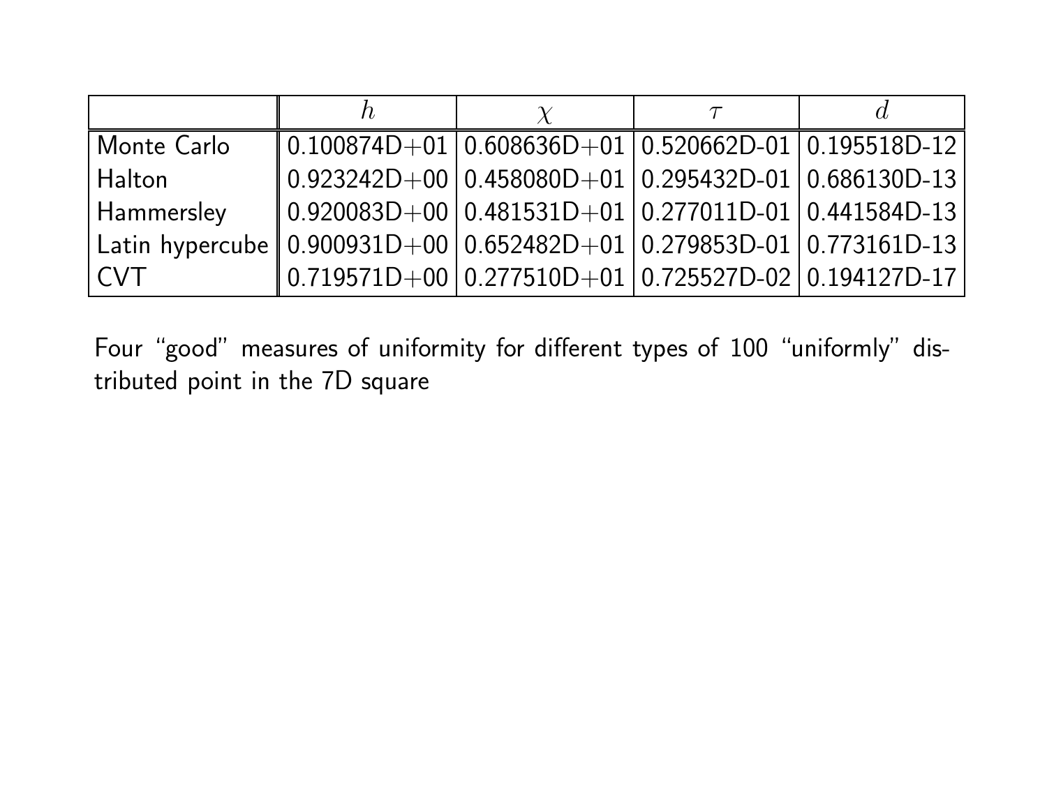|  | $h$ | $\chi$ | $\tau$ | $d$ |
|---|---|---|---|---|
| Monte Carlo | 0.100874D+01 | 0.608636D+01 | 0.520662D-01 | 0.195518D-12 |
| Halton | 0.923242D+00 | 0.458080D+01 | 0.295432D-01 | 0.686130D-13 |
| Hammersley | 0.920083D+00 | 0.481531D+01 | 0.277011D-01 | 0.441584D-13 |
| Latin hypercube | 0.900931D+00 | 0.652482D+01 | 0.279853D-01 | 0.773161D-13 |
| CVT | 0.719571D+00 | 0.277510D+01 | 0.725527D-02 | 0.194127D-17 |

Four "good" measures of uniformity for different types of 100 "uniformly" distributed point in the 7D square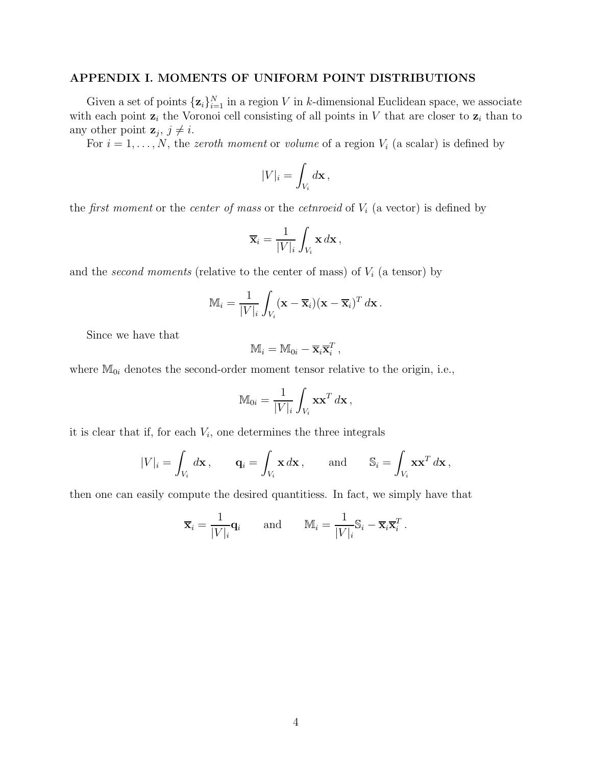## APPENDIX I. MOMENTS OF UNIFORM POINT DISTRIBUTIONS

Given a set of points $\{\mathbf{z}_i\}_{i=1}^N$ in a region $V$ in $k$-dimensional Euclidean space, we associate with each point $\mathbf{z}_i$ the Voronoi cell consisting of all points in $V$ that are closer to $\mathbf{z}_i$ than to any other point $\mathbf{z}_j$, $j \neq i$.

For $i = 1, \ldots, N$, the *zeroth moment* or *volume* of a region $V_i$ (a scalar) is defined by

$$|V|_i = \int_{V_i} d\mathbf{x} \,,$$

the *first moment* or the *center of mass* or the *cetnroeid* of $V_i$ (a vector) is defined by

$$\overline{\mathbf{x}}_i = \frac{1}{|V|_i} \int_{V_i} \mathbf{x} \, d\mathbf{x} \,,$$

and the *second moments* (relative to the center of mass) of $V_i$ (a tensor) by

$$\mathbb{M}_i = \frac{1}{|V|_i} \int_{V_i} (\mathbf{x} - \overline{\mathbf{x}}_i)(\mathbf{x} - \overline{\mathbf{x}}_i)^T \, d\mathbf{x} \,.$$

Since we have that

$$\mathbb{M}_i = \mathbb{M}_{0i} - \overline{\mathbf{x}}_i \overline{\mathbf{x}}_i^T \,,$$

where $\mathbb{M}_{0i}$ denotes the second-order moment tensor relative to the origin, i.e.,

$$\mathbb{M}_{0i} = \frac{1}{|V|_i} \int_{V_i} \mathbf{x}\mathbf{x}^T \, d\mathbf{x} \,,$$

it is clear that if, for each $V_i$, one determines the three integrals

$$|V|_i = \int_{V_i} d\mathbf{x} \,, \qquad \mathbf{q}_i = \int_{V_i} \mathbf{x} \, d\mathbf{x} \,, \qquad \text{and} \qquad \mathbb{S}_i = \int_{V_i} \mathbf{x}\mathbf{x}^T \, d\mathbf{x} \,,$$

then one can easily compute the desired quantitiess. In fact, we simply have that

$$\overline{\mathbf{x}}_i = \frac{1}{|V|_i} \mathbf{q}_i \qquad \text{and} \qquad \mathbb{M}_i = \frac{1}{|V|_i} \mathbb{S}_i - \overline{\mathbf{x}}_i \overline{\mathbf{x}}_i^T \,.$$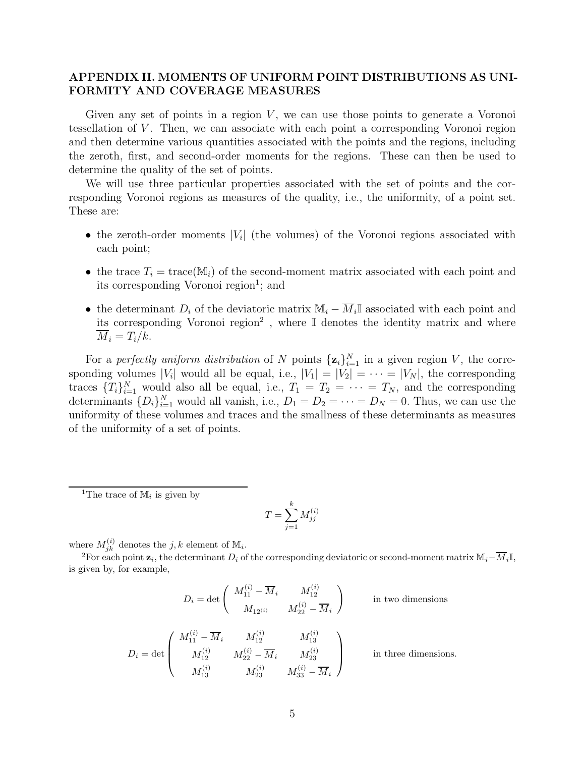## APPENDIX II. MOMENTS OF UNIFORM POINT DISTRIBUTIONS AS UNIFORMITY AND COVERAGE MEASURES

Given any set of points in a region $V$, we can use those points to generate a Voronoi tessellation of $V$. Then, we can associate with each point a corresponding Voronoi region and then determine various quantities associated with the points and the regions, including the zeroth, first, and second-order moments for the regions. These can then be used to determine the quality of the set of points.

We will use three particular properties associated with the set of points and the corresponding Voronoi regions as measures of the quality, i.e., the uniformity, of a point set. These are:

- the zeroth-order moments $|V_i|$ (the volumes) of the Voronoi regions associated with each point;
- the trace $T_i = \text{trace}(\mathbb{M}_i)$ of the second-moment matrix associated with each point and its corresponding Voronoi region[1]; and
- the determinant $D_i$ of the deviatoric matrix $\mathbb{M}_i - \overline{M}_i \mathbb{I}$ associated with each point and its corresponding Voronoi region[2] , where $\mathbb{I}$ denotes the identity matrix and where $\overline{M}_i = T_i/k$.

For a *perfectly uniform distribution* of $N$ points $\{\mathbf{z}_i\}_{i=1}^N$ in a given region $V$, the corresponding volumes $|V_i|$ would all be equal, i.e., $|V_1| = |V_2| = \cdots = |V_N|$, the corresponding traces $\{T_i\}_{i=1}^N$ would also all be equal, i.e., $T_1 = T_2 = \cdots = T_N$, and the corresponding determinants $\{D_i\}_{i=1}^N$ would all vanish, i.e., $D_1 = D_2 = \cdots = D_N = 0$. Thus, we can use the uniformity of these volumes and traces and the smallness of these determinants as measures of the uniformity of a set of points.

---

[1]The trace of $\mathbb{M}_i$ is given by

$$T = \sum_{j=1}^{k} M_{jj}^{(i)}$$

where $M_{jk}^{(i)}$ denotes the $j, k$ element of $\mathbb{M}_i$.

[2]For each point $\mathbf{z}_i$, the determinant $D_i$ of the corresponding deviatoric or second-moment matrix $\mathbb{M}_i - \overline{M}_i \mathbb{I}$, is given by, for example,

$$D_i = \det \begin{pmatrix} M_{11}^{(i)} - \overline{M}_i & M_{12}^{(i)} \\ M_{12^{(i)}} & M_{22}^{(i)} - \overline{M}_i \end{pmatrix} \qquad \text{in two dimensions}$$

$$D_i = \det \begin{pmatrix} M_{11}^{(i)} - \overline{M}_i & M_{12}^{(i)} & M_{13}^{(i)} \\ M_{12}^{(i)} & M_{22}^{(i)} - \overline{M}_i & M_{23}^{(i)} \\ M_{13}^{(i)} & M_{23}^{(i)} & M_{33}^{(i)} - \overline{M}_i \end{pmatrix} \qquad \text{in three dimensions.}$$